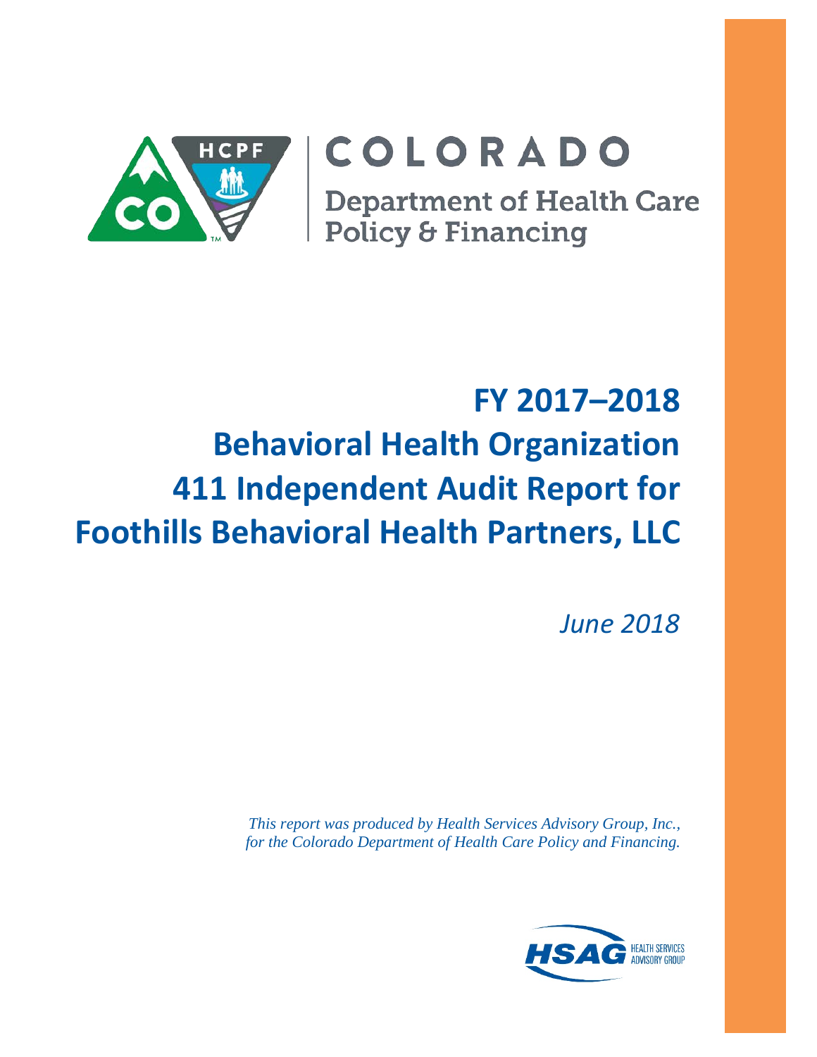COLORADO

Department of Health Care Policy & Financing

# FY 2017–2018 Behavioral Health Organization 411 Independent Audit Report for Foothills Behavioral Health Partners, LLC

*June 2018*

*This report was produced by Health Services Advisory Group, Inc., for the Colorado Department of Health Care Policy and Financing.*

HSAG HEALTH SERVICES ADVISORY GROUP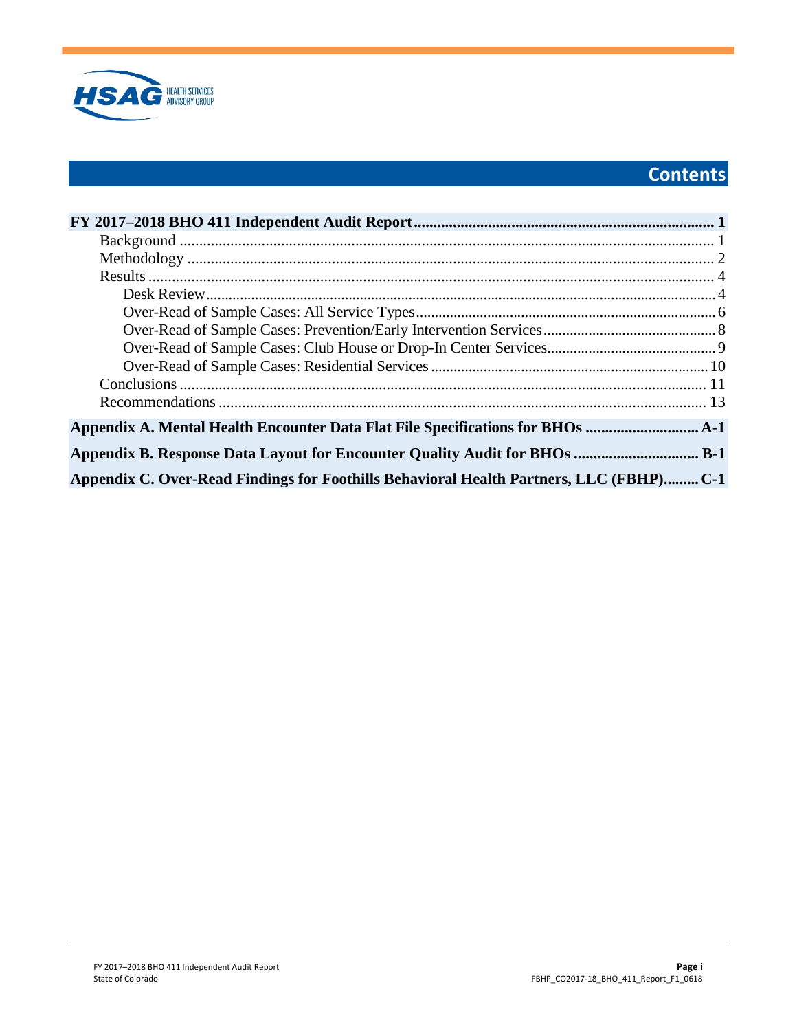# Contents

**FY 2017–2018 BHO 411 Independent Audit Report ........................................................................ 1**

Background ........................................................................................................................... 1

Methodology ......................................................................................................................... 2

Results ................................................................................................................................... 4

Desk Review ..................................................................................................................... 4

Over-Read of Sample Cases: All Service Types ............................................................. 6

Over-Read of Sample Cases: Prevention/Early Intervention Services ............................ 8

Over-Read of Sample Cases: Club House or Drop-In Center Services ........................... 9

Over-Read of Sample Cases: Residential Services ........................................................ 10

Conclusions ......................................................................................................................... 11

Recommendations ............................................................................................................... 13

**Appendix A. Mental Health Encounter Data Flat File Specifications for BHOs ........................... A-1**

**Appendix B. Response Data Layout for Encounter Quality Audit for BHOs ............................... B-1**

**Appendix C. Over-Read Findings for Foothills Behavioral Health Partners, LLC (FBHP)......... C-1**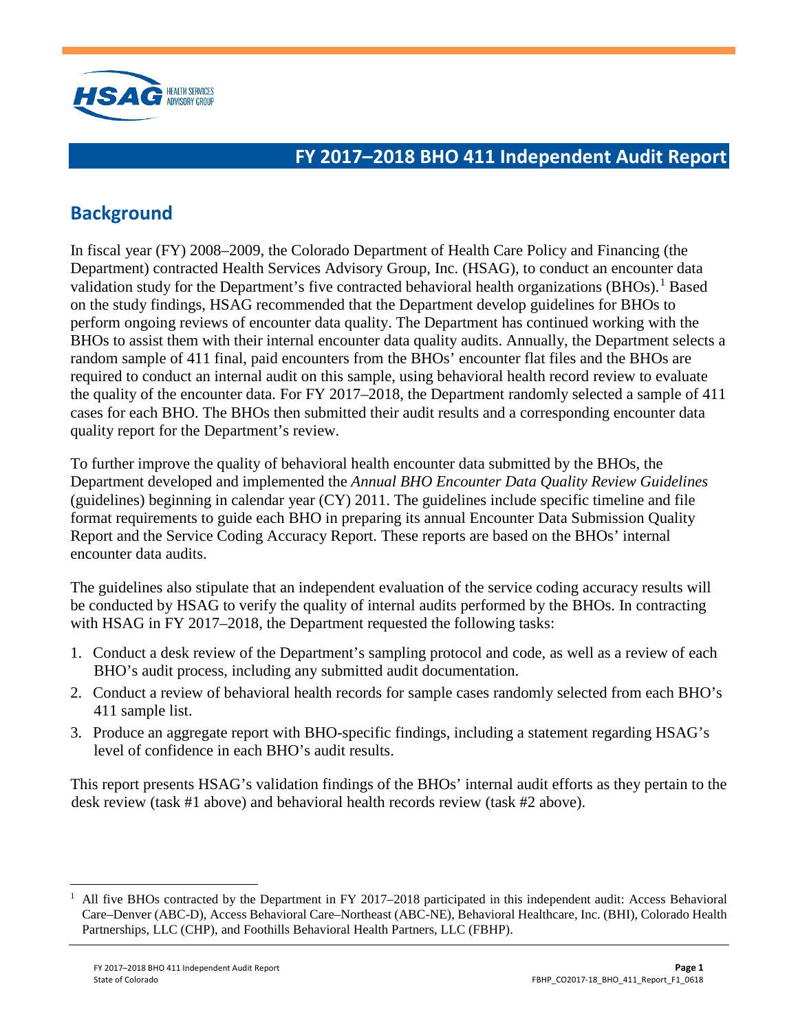# FY 2017–2018 BHO 411 Independent Audit Report

## Background

In fiscal year (FY) 2008–2009, the Colorado Department of Health Care Policy and Financing (the Department) contracted Health Services Advisory Group, Inc. (HSAG), to conduct an encounter data validation study for the Department's five contracted behavioral health organizations (BHOs).[1] Based on the study findings, HSAG recommended that the Department develop guidelines for BHOs to perform ongoing reviews of encounter data quality. The Department has continued working with the BHOs to assist them with their internal encounter data quality audits. Annually, the Department selects a random sample of 411 final, paid encounters from the BHOs' encounter flat files and the BHOs are required to conduct an internal audit on this sample, using behavioral health record review to evaluate the quality of the encounter data. For FY 2017–2018, the Department randomly selected a sample of 411 cases for each BHO. The BHOs then submitted their audit results and a corresponding encounter data quality report for the Department's review.

To further improve the quality of behavioral health encounter data submitted by the BHOs, the Department developed and implemented the *Annual BHO Encounter Data Quality Review Guidelines* (guidelines) beginning in calendar year (CY) 2011. The guidelines include specific timeline and file format requirements to guide each BHO in preparing its annual Encounter Data Submission Quality Report and the Service Coding Accuracy Report. These reports are based on the BHOs' internal encounter data audits.

The guidelines also stipulate that an independent evaluation of the service coding accuracy results will be conducted by HSAG to verify the quality of internal audits performed by the BHOs. In contracting with HSAG in FY 2017–2018, the Department requested the following tasks:

1. Conduct a desk review of the Department's sampling protocol and code, as well as a review of each BHO's audit process, including any submitted audit documentation.
2. Conduct a review of behavioral health records for sample cases randomly selected from each BHO's 411 sample list.
3. Produce an aggregate report with BHO-specific findings, including a statement regarding HSAG's level of confidence in each BHO's audit results.

This report presents HSAG's validation findings of the BHOs' internal audit efforts as they pertain to the desk review (task #1 above) and behavioral health records review (task #2 above).

[1] All five BHOs contracted by the Department in FY 2017–2018 participated in this independent audit: Access Behavioral Care–Denver (ABC-D), Access Behavioral Care–Northeast (ABC-NE), Behavioral Healthcare, Inc. (BHI), Colorado Health Partnerships, LLC (CHP), and Foothills Behavioral Health Partners, LLC (FBHP).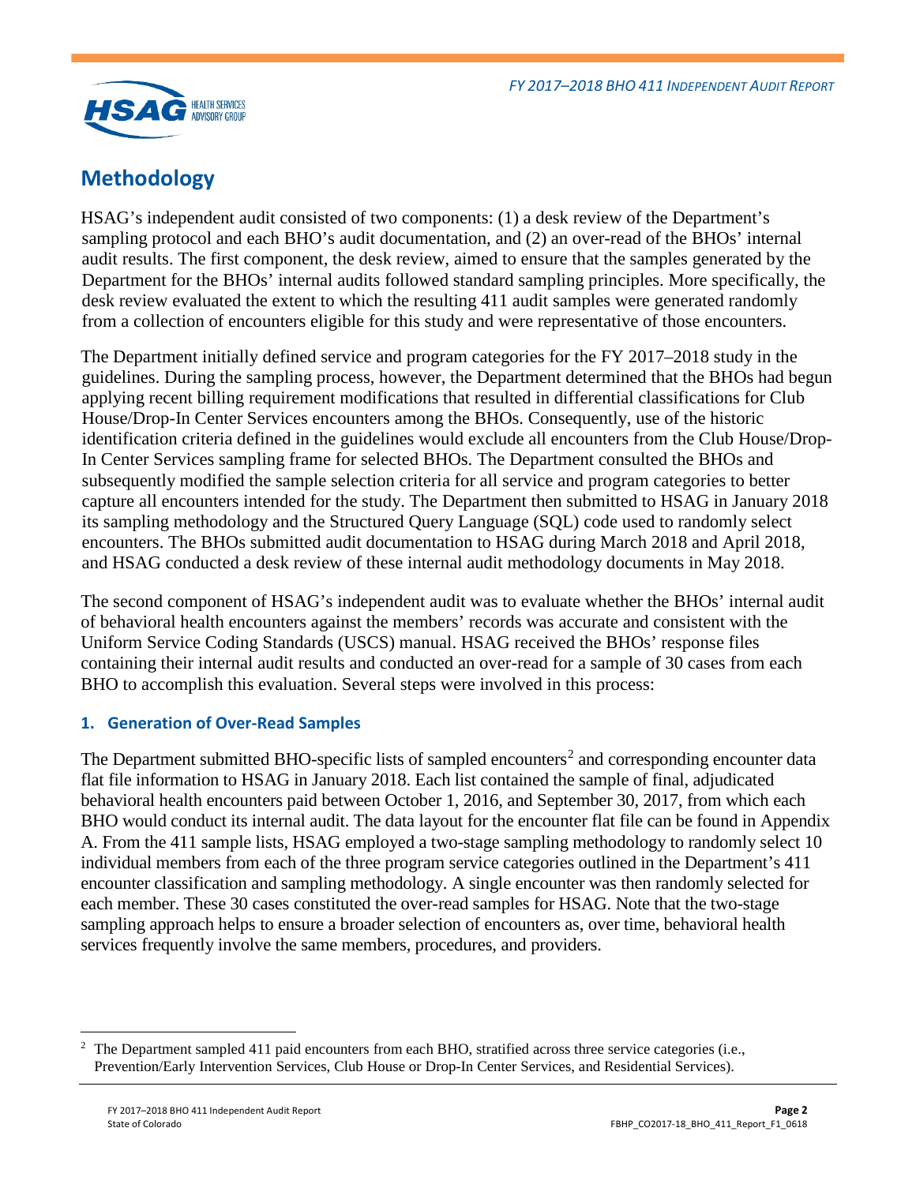## Methodology

HSAG's independent audit consisted of two components: (1) a desk review of the Department's sampling protocol and each BHO's audit documentation, and (2) an over-read of the BHOs' internal audit results. The first component, the desk review, aimed to ensure that the samples generated by the Department for the BHOs' internal audits followed standard sampling principles. More specifically, the desk review evaluated the extent to which the resulting 411 audit samples were generated randomly from a collection of encounters eligible for this study and were representative of those encounters.

The Department initially defined service and program categories for the FY 2017–2018 study in the guidelines. During the sampling process, however, the Department determined that the BHOs had begun applying recent billing requirement modifications that resulted in differential classifications for Club House/Drop-In Center Services encounters among the BHOs. Consequently, use of the historic identification criteria defined in the guidelines would exclude all encounters from the Club House/Drop-In Center Services sampling frame for selected BHOs. The Department consulted the BHOs and subsequently modified the sample selection criteria for all service and program categories to better capture all encounters intended for the study. The Department then submitted to HSAG in January 2018 its sampling methodology and the Structured Query Language (SQL) code used to randomly select encounters. The BHOs submitted audit documentation to HSAG during March 2018 and April 2018, and HSAG conducted a desk review of these internal audit methodology documents in May 2018.

The second component of HSAG's independent audit was to evaluate whether the BHOs' internal audit of behavioral health encounters against the members' records was accurate and consistent with the Uniform Service Coding Standards (USCS) manual. HSAG received the BHOs' response files containing their internal audit results and conducted an over-read for a sample of 30 cases from each BHO to accomplish this evaluation. Several steps were involved in this process:

### 1. Generation of Over-Read Samples

The Department submitted BHO-specific lists of sampled encounters[2] and corresponding encounter data flat file information to HSAG in January 2018. Each list contained the sample of final, adjudicated behavioral health encounters paid between October 1, 2016, and September 30, 2017, from which each BHO would conduct its internal audit. The data layout for the encounter flat file can be found in Appendix A. From the 411 sample lists, HSAG employed a two-stage sampling methodology to randomly select 10 individual members from each of the three program service categories outlined in the Department's 411 encounter classification and sampling methodology. A single encounter was then randomly selected for each member. These 30 cases constituted the over-read samples for HSAG. Note that the two-stage sampling approach helps to ensure a broader selection of encounters as, over time, behavioral health services frequently involve the same members, procedures, and providers.

---

[2] The Department sampled 411 paid encounters from each BHO, stratified across three service categories (i.e., Prevention/Early Intervention Services, Club House or Drop-In Center Services, and Residential Services).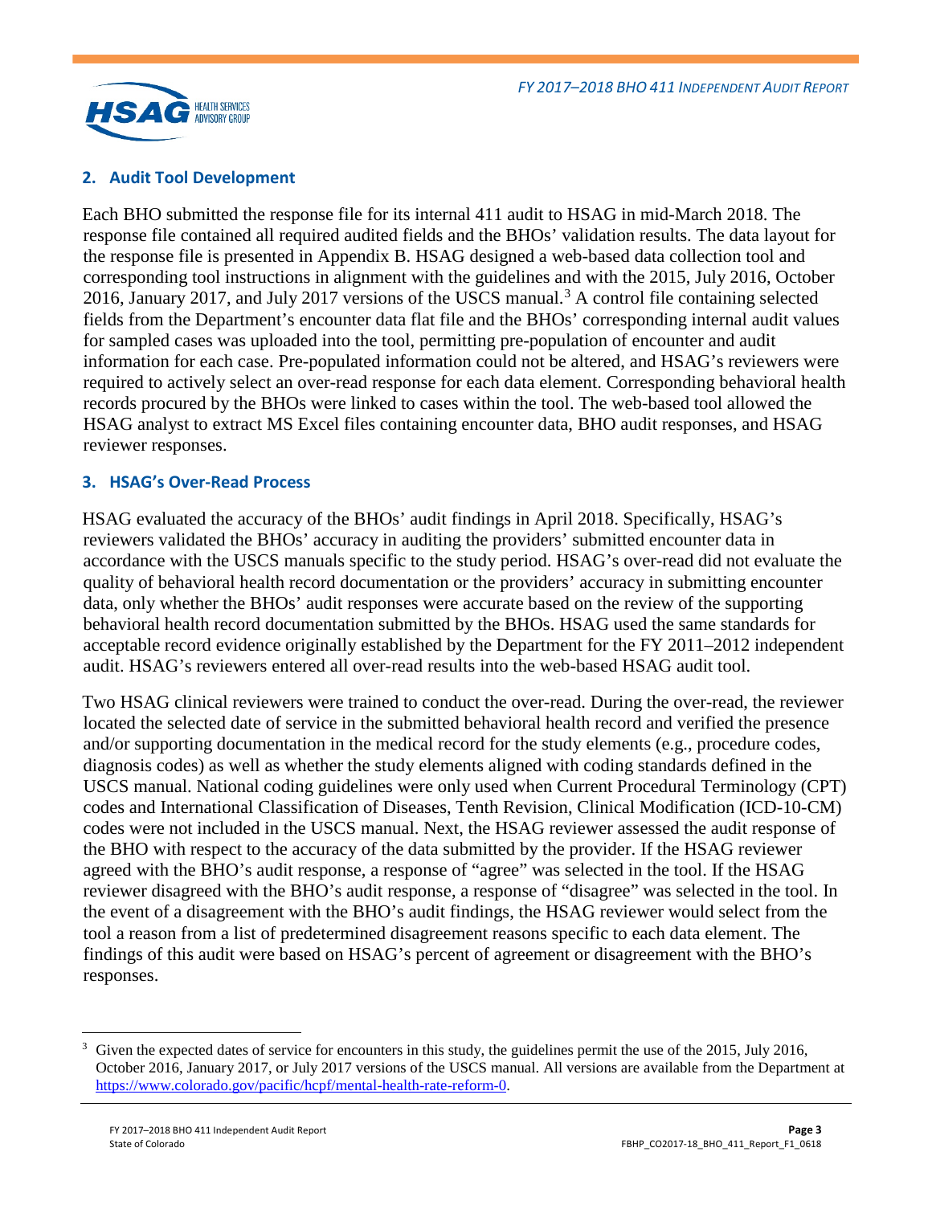## 2. Audit Tool Development

Each BHO submitted the response file for its internal 411 audit to HSAG in mid-March 2018. The response file contained all required audited fields and the BHOs' validation results. The data layout for the response file is presented in Appendix B. HSAG designed a web-based data collection tool and corresponding tool instructions in alignment with the guidelines and with the 2015, July 2016, October 2016, January 2017, and July 2017 versions of the USCS manual.[3] A control file containing selected fields from the Department's encounter data flat file and the BHOs' corresponding internal audit values for sampled cases was uploaded into the tool, permitting pre-population of encounter and audit information for each case. Pre-populated information could not be altered, and HSAG's reviewers were required to actively select an over-read response for each data element. Corresponding behavioral health records procured by the BHOs were linked to cases within the tool. The web-based tool allowed the HSAG analyst to extract MS Excel files containing encounter data, BHO audit responses, and HSAG reviewer responses.

## 3. HSAG's Over-Read Process

HSAG evaluated the accuracy of the BHOs' audit findings in April 2018. Specifically, HSAG's reviewers validated the BHOs' accuracy in auditing the providers' submitted encounter data in accordance with the USCS manuals specific to the study period. HSAG's over-read did not evaluate the quality of behavioral health record documentation or the providers' accuracy in submitting encounter data, only whether the BHOs' audit responses were accurate based on the review of the supporting behavioral health record documentation submitted by the BHOs. HSAG used the same standards for acceptable record evidence originally established by the Department for the FY 2011–2012 independent audit. HSAG's reviewers entered all over-read results into the web-based HSAG audit tool.

Two HSAG clinical reviewers were trained to conduct the over-read. During the over-read, the reviewer located the selected date of service in the submitted behavioral health record and verified the presence and/or supporting documentation in the medical record for the study elements (e.g., procedure codes, diagnosis codes) as well as whether the study elements aligned with coding standards defined in the USCS manual. National coding guidelines were only used when Current Procedural Terminology (CPT) codes and International Classification of Diseases, Tenth Revision, Clinical Modification (ICD-10-CM) codes were not included in the USCS manual. Next, the HSAG reviewer assessed the audit response of the BHO with respect to the accuracy of the data submitted by the provider. If the HSAG reviewer agreed with the BHO's audit response, a response of "agree" was selected in the tool. If the HSAG reviewer disagreed with the BHO's audit response, a response of "disagree" was selected in the tool. In the event of a disagreement with the BHO's audit findings, the HSAG reviewer would select from the tool a reason from a list of predetermined disagreement reasons specific to each data element. The findings of this audit were based on HSAG's percent of agreement or disagreement with the BHO's responses.

---

[3] Given the expected dates of service for encounters in this study, the guidelines permit the use of the 2015, July 2016, October 2016, January 2017, or July 2017 versions of the USCS manual. All versions are available from the Department at https://www.colorado.gov/pacific/hcpf/mental-health-rate-reform-0.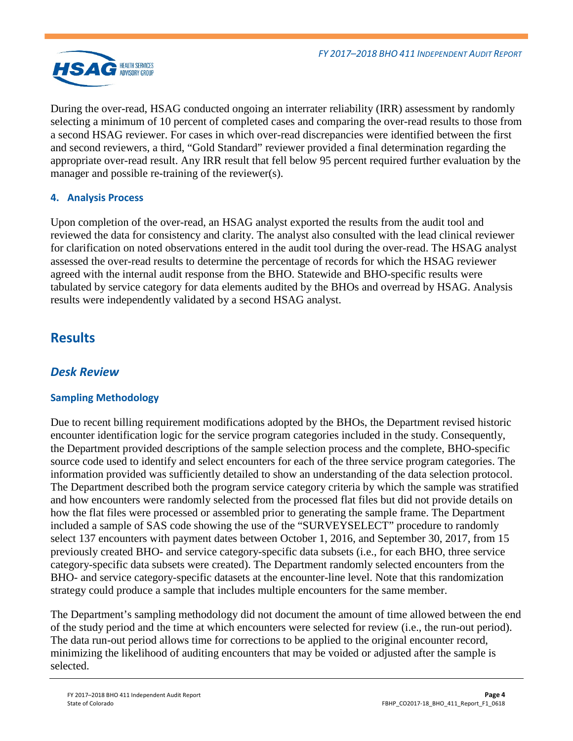During the over-read, HSAG conducted ongoing an interrater reliability (IRR) assessment by randomly selecting a minimum of 10 percent of completed cases and comparing the over-read results to those from a second HSAG reviewer. For cases in which over-read discrepancies were identified between the first and second reviewers, a third, "Gold Standard" reviewer provided a final determination regarding the appropriate over-read result. Any IRR result that fell below 95 percent required further evaluation by the manager and possible re-training of the reviewer(s).

#### 4. Analysis Process

Upon completion of the over-read, an HSAG analyst exported the results from the audit tool and reviewed the data for consistency and clarity. The analyst also consulted with the lead clinical reviewer for clarification on noted observations entered in the audit tool during the over-read. The HSAG analyst assessed the over-read results to determine the percentage of records for which the HSAG reviewer agreed with the internal audit response from the BHO. Statewide and BHO-specific results were tabulated by service category for data elements audited by the BHOs and overread by HSAG. Analysis results were independently validated by a second HSAG analyst.

# Results

## *Desk Review*

### Sampling Methodology

Due to recent billing requirement modifications adopted by the BHOs, the Department revised historic encounter identification logic for the service program categories included in the study. Consequently, the Department provided descriptions of the sample selection process and the complete, BHO-specific source code used to identify and select encounters for each of the three service program categories. The information provided was sufficiently detailed to show an understanding of the data selection protocol. The Department described both the program service category criteria by which the sample was stratified and how encounters were randomly selected from the processed flat files but did not provide details on how the flat files were processed or assembled prior to generating the sample frame. The Department included a sample of SAS code showing the use of the "SURVEYSELECT" procedure to randomly select 137 encounters with payment dates between October 1, 2016, and September 30, 2017, from 15 previously created BHO- and service category-specific data subsets (i.e., for each BHO, three service category-specific data subsets were created). The Department randomly selected encounters from the BHO- and service category-specific datasets at the encounter-line level. Note that this randomization strategy could produce a sample that includes multiple encounters for the same member.

The Department's sampling methodology did not document the amount of time allowed between the end of the study period and the time at which encounters were selected for review (i.e., the run-out period). The data run-out period allows time for corrections to be applied to the original encounter record, minimizing the likelihood of auditing encounters that may be voided or adjusted after the sample is selected.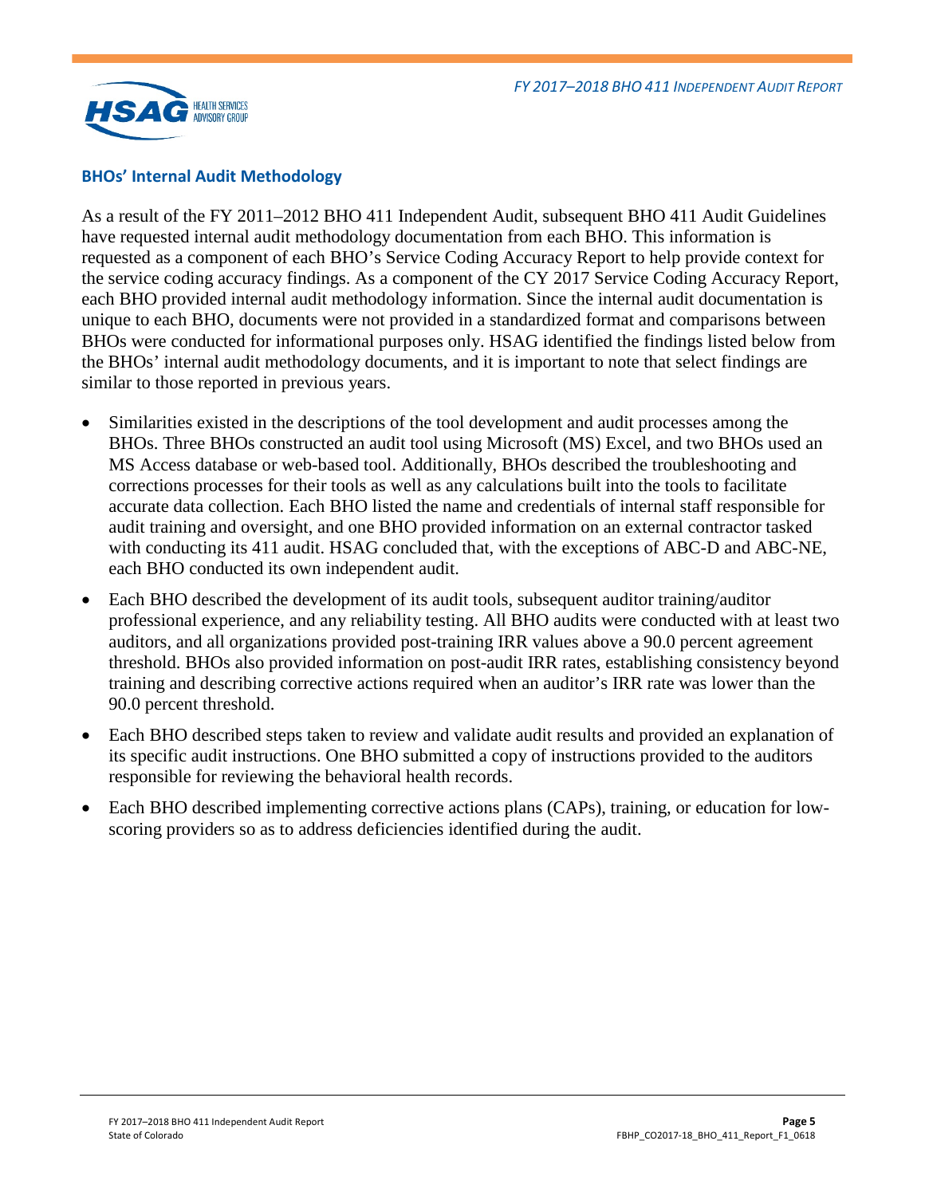## BHOs' Internal Audit Methodology

As a result of the FY 2011–2012 BHO 411 Independent Audit, subsequent BHO 411 Audit Guidelines have requested internal audit methodology documentation from each BHO. This information is requested as a component of each BHO's Service Coding Accuracy Report to help provide context for the service coding accuracy findings. As a component of the CY 2017 Service Coding Accuracy Report, each BHO provided internal audit methodology information. Since the internal audit documentation is unique to each BHO, documents were not provided in a standardized format and comparisons between BHOs were conducted for informational purposes only. HSAG identified the findings listed below from the BHOs' internal audit methodology documents, and it is important to note that select findings are similar to those reported in previous years.

- Similarities existed in the descriptions of the tool development and audit processes among the BHOs. Three BHOs constructed an audit tool using Microsoft (MS) Excel, and two BHOs used an MS Access database or web-based tool. Additionally, BHOs described the troubleshooting and corrections processes for their tools as well as any calculations built into the tools to facilitate accurate data collection. Each BHO listed the name and credentials of internal staff responsible for audit training and oversight, and one BHO provided information on an external contractor tasked with conducting its 411 audit. HSAG concluded that, with the exceptions of ABC-D and ABC-NE, each BHO conducted its own independent audit.
- Each BHO described the development of its audit tools, subsequent auditor training/auditor professional experience, and any reliability testing. All BHO audits were conducted with at least two auditors, and all organizations provided post-training IRR values above a 90.0 percent agreement threshold. BHOs also provided information on post-audit IRR rates, establishing consistency beyond training and describing corrective actions required when an auditor's IRR rate was lower than the 90.0 percent threshold.
- Each BHO described steps taken to review and validate audit results and provided an explanation of its specific audit instructions. One BHO submitted a copy of instructions provided to the auditors responsible for reviewing the behavioral health records.
- Each BHO described implementing corrective actions plans (CAPs), training, or education for low-scoring providers so as to address deficiencies identified during the audit.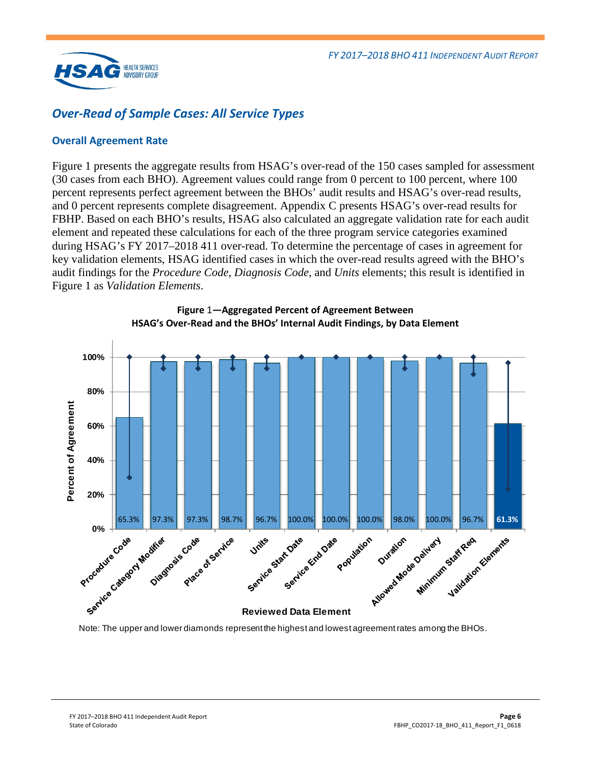## Over-Read of Sample Cases: All Service Types

### Overall Agreement Rate

Figure 1 presents the aggregate results from HSAG's over-read of the 150 cases sampled for assessment (30 cases from each BHO). Agreement values could range from 0 percent to 100 percent, where 100 percent represents perfect agreement between the BHOs' audit results and HSAG's over-read results, and 0 percent represents complete disagreement. Appendix C presents HSAG's over-read results for FBHP. Based on each BHO's results, HSAG also calculated an aggregate validation rate for each audit element and repeated these calculations for each of the three program service categories examined during HSAG's FY 2017–2018 411 over-read. To determine the percentage of cases in agreement for key validation elements, HSAG identified cases in which the over-read results agreed with the BHO's audit findings for the *Procedure Code*, *Diagnosis Code*, and *Units* elements; this result is identified in Figure 1 as *Validation Elements*.

**Figure 1—Aggregated Percent of Agreement Between HSAG's Over-Read and the BHOs' Internal Audit Findings, by Data Element**

| Reviewed Data Element | Percent of Agreement |
|---|---|
| Procedure Code | 65.3% |
| Service Category Modifier | 97.3% |
| Diagnosis Code | 97.3% |
| Place of Service | 98.7% |
| Units | 96.7% |
| Service Start Date | 100.0% |
| Service End Date | 100.0% |
| Population | 100.0% |
| Duration | 98.0% |
| Allowed Mode Delivery | 100.0% |
| Minimum Staff Req | 96.7% |
| Validation Elements | 61.3% |

Note: The upper and lower diamonds represent the highest and lowest agreement rates among the BHOs.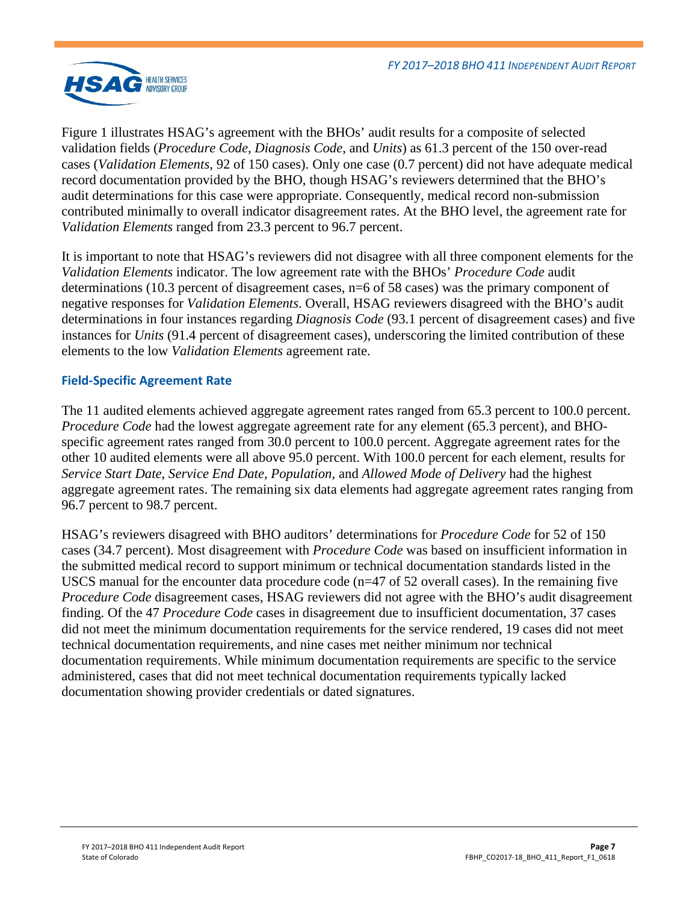Figure 1 illustrates HSAG's agreement with the BHOs' audit results for a composite of selected validation fields (*Procedure Code*, *Diagnosis Code*, and *Units*) as 61.3 percent of the 150 over-read cases (*Validation Elements*, 92 of 150 cases). Only one case (0.7 percent) did not have adequate medical record documentation provided by the BHO, though HSAG's reviewers determined that the BHO's audit determinations for this case were appropriate. Consequently, medical record non-submission contributed minimally to overall indicator disagreement rates. At the BHO level, the agreement rate for *Validation Elements* ranged from 23.3 percent to 96.7 percent.

It is important to note that HSAG's reviewers did not disagree with all three component elements for the *Validation Elements* indicator. The low agreement rate with the BHOs' *Procedure Code* audit determinations (10.3 percent of disagreement cases, n=6 of 58 cases) was the primary component of negative responses for *Validation Elements*. Overall, HSAG reviewers disagreed with the BHO's audit determinations in four instances regarding *Diagnosis Code* (93.1 percent of disagreement cases) and five instances for *Units* (91.4 percent of disagreement cases), underscoring the limited contribution of these elements to the low *Validation Elements* agreement rate.

### Field-Specific Agreement Rate

The 11 audited elements achieved aggregate agreement rates ranged from 65.3 percent to 100.0 percent. *Procedure Code* had the lowest aggregate agreement rate for any element (65.3 percent), and BHO-specific agreement rates ranged from 30.0 percent to 100.0 percent. Aggregate agreement rates for the other 10 audited elements were all above 95.0 percent. With 100.0 percent for each element, results for *Service Start Date*, *Service End Date*, *Population,* and *Allowed Mode of Delivery* had the highest aggregate agreement rates. The remaining six data elements had aggregate agreement rates ranging from 96.7 percent to 98.7 percent.

HSAG's reviewers disagreed with BHO auditors' determinations for *Procedure Code* for 52 of 150 cases (34.7 percent). Most disagreement with *Procedure Code* was based on insufficient information in the submitted medical record to support minimum or technical documentation standards listed in the USCS manual for the encounter data procedure code (n=47 of 52 overall cases). In the remaining five *Procedure Code* disagreement cases, HSAG reviewers did not agree with the BHO's audit disagreement finding. Of the 47 *Procedure Code* cases in disagreement due to insufficient documentation, 37 cases did not meet the minimum documentation requirements for the service rendered, 19 cases did not meet technical documentation requirements, and nine cases met neither minimum nor technical documentation requirements. While minimum documentation requirements are specific to the service administered, cases that did not meet technical documentation requirements typically lacked documentation showing provider credentials or dated signatures.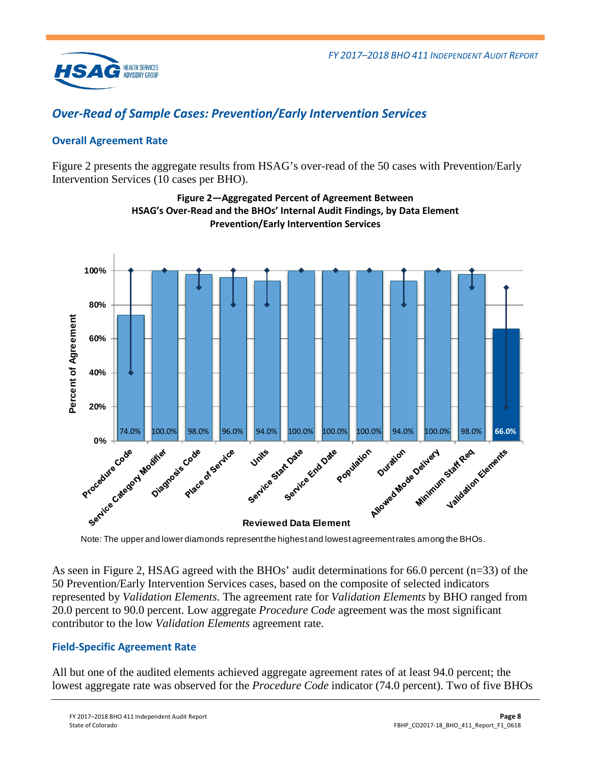## Over-Read of Sample Cases: Prevention/Early Intervention Services

### Overall Agreement Rate

Figure 2 presents the aggregate results from HSAG's over-read of the 50 cases with Prevention/Early Intervention Services (10 cases per BHO).

**Figure 2—Aggregated Percent of Agreement Between HSAG's Over-Read and the BHOs' Internal Audit Findings, by Data Element Prevention/Early Intervention Services**

| Reviewed Data Element | Percent of Agreement |
|---|---|
| Procedure Code | 74.0% |
| Service Category Modifier | 100.0% |
| Diagnosis Code | 98.0% |
| Place of Service | 96.0% |
| Units | 94.0% |
| Service Start Date | 100.0% |
| Service End Date | 100.0% |
| Population | 100.0% |
| Duration | 94.0% |
| Allowed Mode Delivery | 100.0% |
| Minimum Staff Req | 98.0% |
| Validation Elements | 66.0% |

Note: The upper and lower diamonds represent the highest and lowest agreement rates among the BHOs.

As seen in Figure 2, HSAG agreed with the BHOs' audit determinations for 66.0 percent (n=33) of the 50 Prevention/Early Intervention Services cases, based on the composite of selected indicators represented by *Validation Elements*. The agreement rate for *Validation Elements* by BHO ranged from 20.0 percent to 90.0 percent. Low aggregate *Procedure Code* agreement was the most significant contributor to the low *Validation Elements* agreement rate.

### Field-Specific Agreement Rate

All but one of the audited elements achieved aggregate agreement rates of at least 94.0 percent; the lowest aggregate rate was observed for the *Procedure Code* indicator (74.0 percent). Two of five BHOs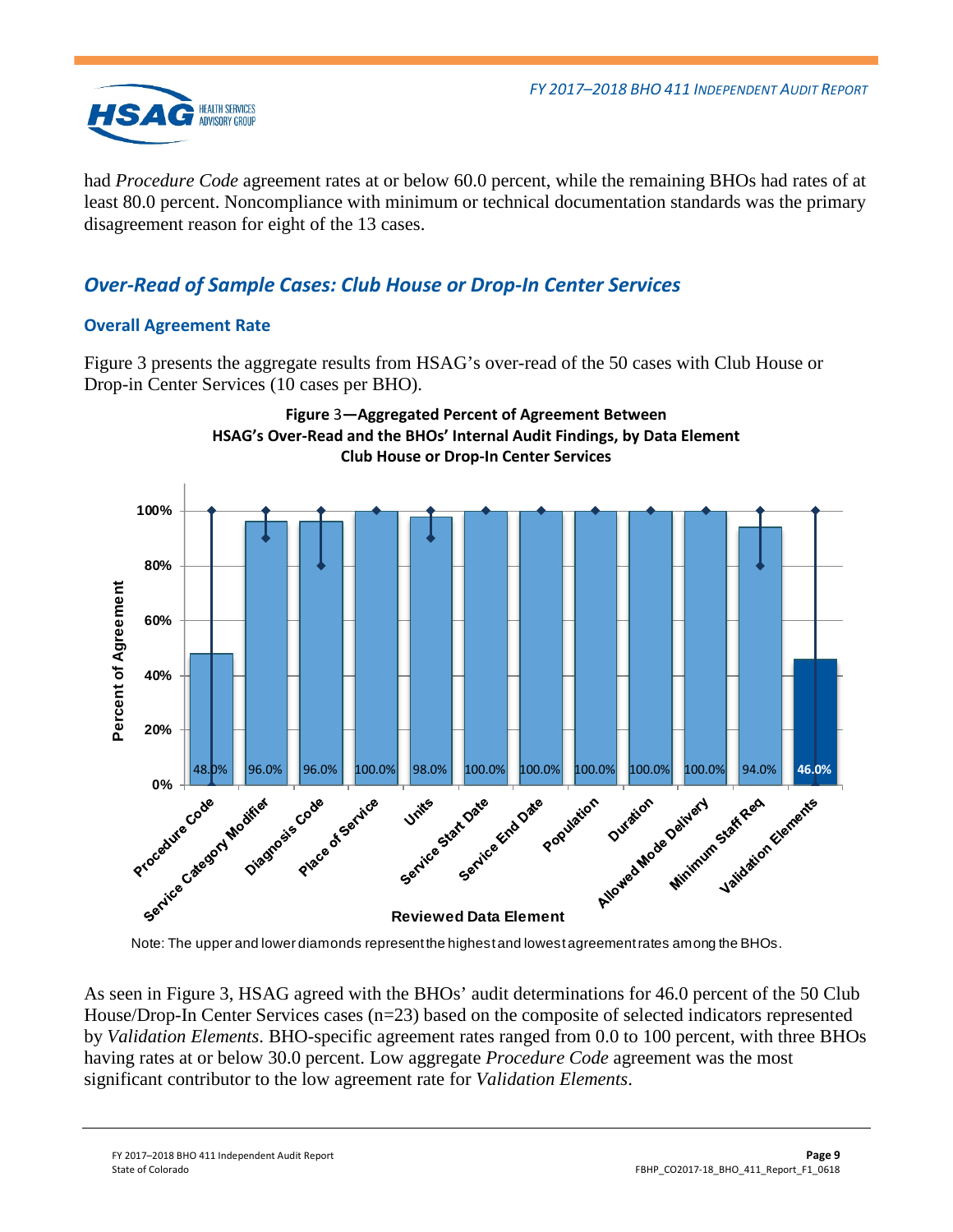had *Procedure Code* agreement rates at or below 60.0 percent, while the remaining BHOs had rates of at least 80.0 percent. Noncompliance with minimum or technical documentation standards was the primary disagreement reason for eight of the 13 cases.

## *Over-Read of Sample Cases: Club House or Drop-In Center Services*

### Overall Agreement Rate

Figure 3 presents the aggregate results from HSAG's over-read of the 50 cases with Club House or Drop-in Center Services (10 cases per BHO).

**Figure 3—Aggregated Percent of Agreement Between HSAG's Over-Read and the BHOs' Internal Audit Findings, by Data Element Club House or Drop-In Center Services**

| Reviewed Data Element | Percent of Agreement |
|---|---|
| Procedure Code | 48.0% |
| Service Category Modifier | 96.0% |
| Diagnosis Code | 96.0% |
| Place of Service | 100.0% |
| Units | 98.0% |
| Service Start Date | 100.0% |
| Service End Date | 100.0% |
| Population | 100.0% |
| Duration | 100.0% |
| Allowed Mode Delivery | 100.0% |
| Minimum Staff Req | 94.0% |
| Validation Elements | 46.0% |

Note: The upper and lower diamonds represent the highest and lowest agreement rates among the BHOs.

As seen in Figure 3, HSAG agreed with the BHOs' audit determinations for 46.0 percent of the 50 Club House/Drop-In Center Services cases (n=23) based on the composite of selected indicators represented by *Validation Elements*. BHO-specific agreement rates ranged from 0.0 to 100 percent, with three BHOs having rates at or below 30.0 percent. Low aggregate *Procedure Code* agreement was the most significant contributor to the low agreement rate for *Validation Elements*.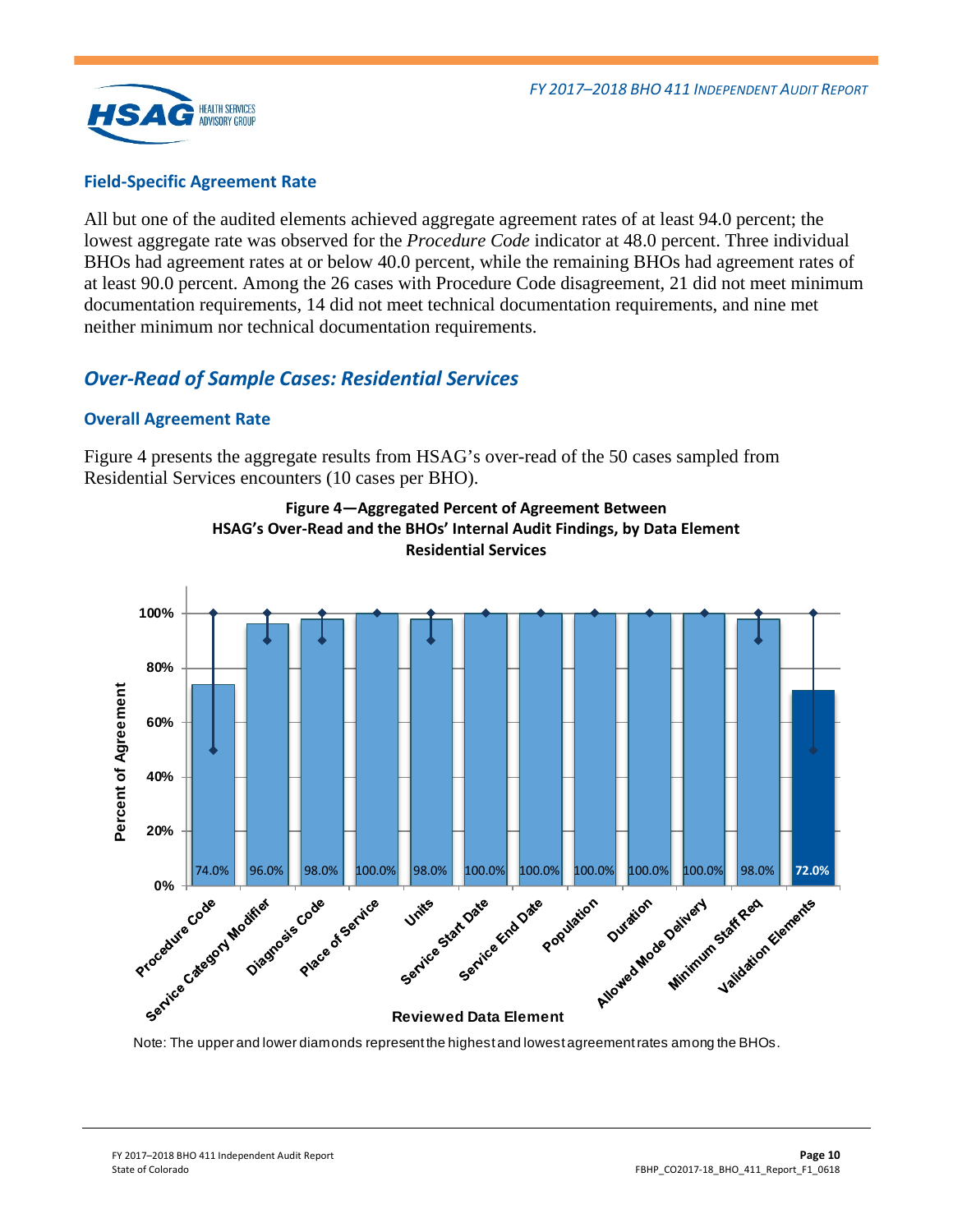### Field-Specific Agreement Rate

All but one of the audited elements achieved aggregate agreement rates of at least 94.0 percent; the lowest aggregate rate was observed for the *Procedure Code* indicator at 48.0 percent. Three individual BHOs had agreement rates at or below 40.0 percent, while the remaining BHOs had agreement rates of at least 90.0 percent. Among the 26 cases with Procedure Code disagreement, 21 did not meet minimum documentation requirements, 14 did not meet technical documentation requirements, and nine met neither minimum nor technical documentation requirements.

## *Over-Read of Sample Cases: Residential Services*

### Overall Agreement Rate

Figure 4 presents the aggregate results from HSAG's over-read of the 50 cases sampled from Residential Services encounters (10 cases per BHO).

**Figure 4—Aggregated Percent of Agreement Between HSAG's Over-Read and the BHOs' Internal Audit Findings, by Data Element Residential Services**

| Reviewed Data Element | Percent of Agreement |
|---|---|
| Procedure Code | 74.0% |
| Service Category Modifier | 96.0% |
| Diagnosis Code | 98.0% |
| Place of Service | 100.0% |
| Units | 98.0% |
| Service Start Date | 100.0% |
| Service End Date | 100.0% |
| Population | 100.0% |
| Duration | 100.0% |
| Allowed Mode Delivery | 100.0% |
| Minimum Staff Req | 98.0% |
| Validation Elements | 72.0% |

Note: The upper and lower diamonds represent the highest and lowest agreement rates among the BHOs.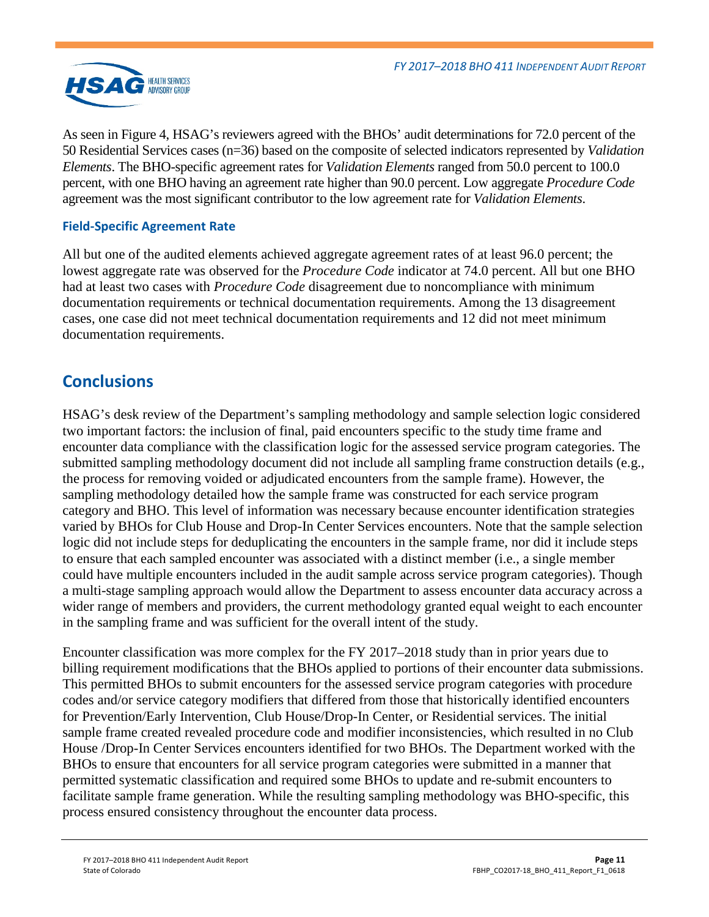As seen in Figure 4, HSAG's reviewers agreed with the BHOs' audit determinations for 72.0 percent of the 50 Residential Services cases (n=36) based on the composite of selected indicators represented by *Validation Elements*. The BHO-specific agreement rates for *Validation Elements* ranged from 50.0 percent to 100.0 percent, with one BHO having an agreement rate higher than 90.0 percent. Low aggregate *Procedure Code* agreement was the most significant contributor to the low agreement rate for *Validation Elements*.

### Field-Specific Agreement Rate

All but one of the audited elements achieved aggregate agreement rates of at least 96.0 percent; the lowest aggregate rate was observed for the *Procedure Code* indicator at 74.0 percent. All but one BHO had at least two cases with *Procedure Code* disagreement due to noncompliance with minimum documentation requirements or technical documentation requirements. Among the 13 disagreement cases, one case did not meet technical documentation requirements and 12 did not meet minimum documentation requirements.

## Conclusions

HSAG's desk review of the Department's sampling methodology and sample selection logic considered two important factors: the inclusion of final, paid encounters specific to the study time frame and encounter data compliance with the classification logic for the assessed service program categories. The submitted sampling methodology document did not include all sampling frame construction details (e.g., the process for removing voided or adjudicated encounters from the sample frame). However, the sampling methodology detailed how the sample frame was constructed for each service program category and BHO. This level of information was necessary because encounter identification strategies varied by BHOs for Club House and Drop-In Center Services encounters. Note that the sample selection logic did not include steps for deduplicating the encounters in the sample frame, nor did it include steps to ensure that each sampled encounter was associated with a distinct member (i.e., a single member could have multiple encounters included in the audit sample across service program categories). Though a multi-stage sampling approach would allow the Department to assess encounter data accuracy across a wider range of members and providers, the current methodology granted equal weight to each encounter in the sampling frame and was sufficient for the overall intent of the study.

Encounter classification was more complex for the FY 2017–2018 study than in prior years due to billing requirement modifications that the BHOs applied to portions of their encounter data submissions. This permitted BHOs to submit encounters for the assessed service program categories with procedure codes and/or service category modifiers that differed from those that historically identified encounters for Prevention/Early Intervention, Club House/Drop-In Center, or Residential services. The initial sample frame created revealed procedure code and modifier inconsistencies, which resulted in no Club House /Drop-In Center Services encounters identified for two BHOs. The Department worked with the BHOs to ensure that encounters for all service program categories were submitted in a manner that permitted systematic classification and required some BHOs to update and re-submit encounters to facilitate sample frame generation. While the resulting sampling methodology was BHO-specific, this process ensured consistency throughout the encounter data process.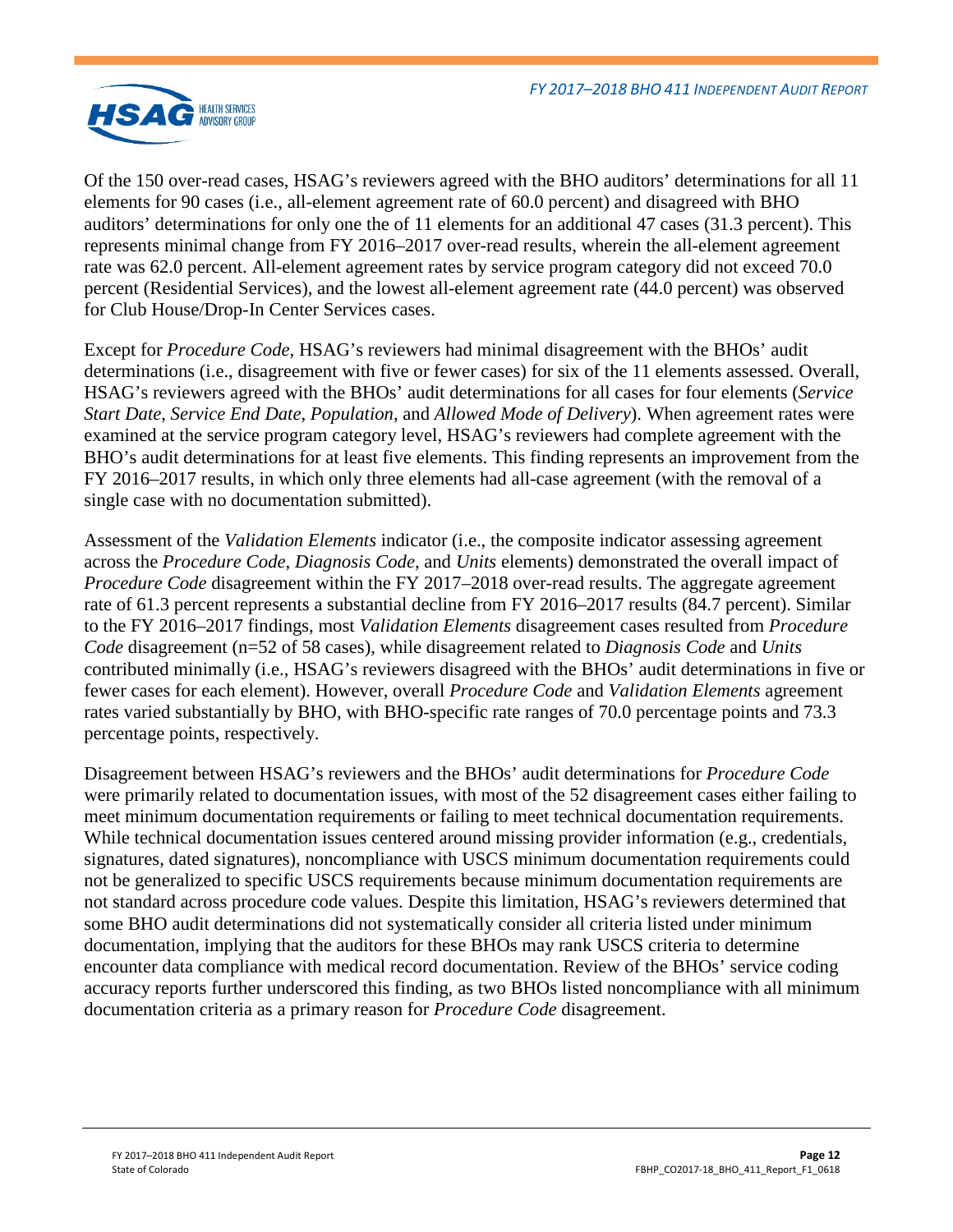Of the 150 over-read cases, HSAG's reviewers agreed with the BHO auditors' determinations for all 11 elements for 90 cases (i.e., all-element agreement rate of 60.0 percent) and disagreed with BHO auditors' determinations for only one the of 11 elements for an additional 47 cases (31.3 percent). This represents minimal change from FY 2016–2017 over-read results, wherein the all-element agreement rate was 62.0 percent. All-element agreement rates by service program category did not exceed 70.0 percent (Residential Services), and the lowest all-element agreement rate (44.0 percent) was observed for Club House/Drop-In Center Services cases.

Except for *Procedure Code*, HSAG's reviewers had minimal disagreement with the BHOs' audit determinations (i.e., disagreement with five or fewer cases) for six of the 11 elements assessed. Overall, HSAG's reviewers agreed with the BHOs' audit determinations for all cases for four elements (*Service Start Date*, *Service End Date*, *Population*, and *Allowed Mode of Delivery*). When agreement rates were examined at the service program category level, HSAG's reviewers had complete agreement with the BHO's audit determinations for at least five elements. This finding represents an improvement from the FY 2016–2017 results, in which only three elements had all-case agreement (with the removal of a single case with no documentation submitted).

Assessment of the *Validation Elements* indicator (i.e., the composite indicator assessing agreement across the *Procedure Code*, *Diagnosis Code*, and *Units* elements) demonstrated the overall impact of *Procedure Code* disagreement within the FY 2017–2018 over-read results. The aggregate agreement rate of 61.3 percent represents a substantial decline from FY 2016–2017 results (84.7 percent). Similar to the FY 2016–2017 findings, most *Validation Elements* disagreement cases resulted from *Procedure Code* disagreement (n=52 of 58 cases), while disagreement related to *Diagnosis Code* and *Units* contributed minimally (i.e., HSAG's reviewers disagreed with the BHOs' audit determinations in five or fewer cases for each element). However, overall *Procedure Code* and *Validation Elements* agreement rates varied substantially by BHO, with BHO-specific rate ranges of 70.0 percentage points and 73.3 percentage points, respectively.

Disagreement between HSAG's reviewers and the BHOs' audit determinations for *Procedure Code* were primarily related to documentation issues, with most of the 52 disagreement cases either failing to meet minimum documentation requirements or failing to meet technical documentation requirements. While technical documentation issues centered around missing provider information (e.g., credentials, signatures, dated signatures), noncompliance with USCS minimum documentation requirements could not be generalized to specific USCS requirements because minimum documentation requirements are not standard across procedure code values. Despite this limitation, HSAG's reviewers determined that some BHO audit determinations did not systematically consider all criteria listed under minimum documentation, implying that the auditors for these BHOs may rank USCS criteria to determine encounter data compliance with medical record documentation. Review of the BHOs' service coding accuracy reports further underscored this finding, as two BHOs listed noncompliance with all minimum documentation criteria as a primary reason for *Procedure Code* disagreement.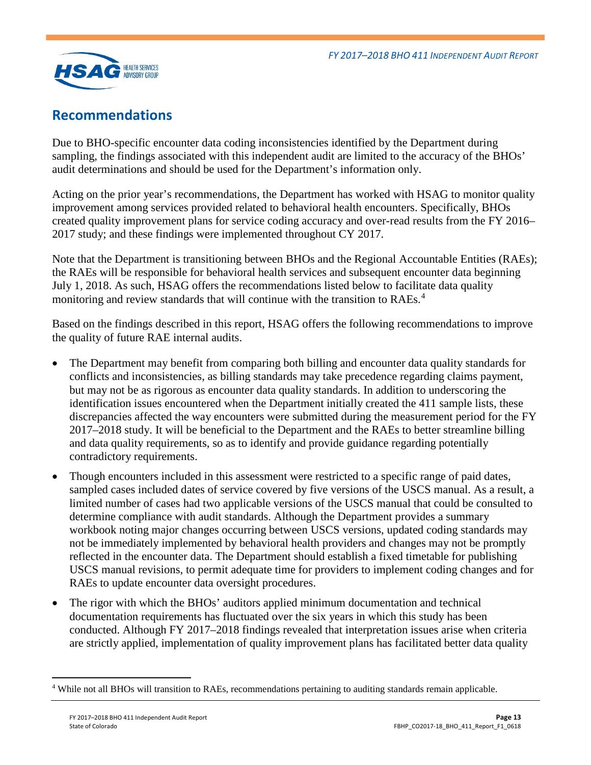## Recommendations

Due to BHO-specific encounter data coding inconsistencies identified by the Department during sampling, the findings associated with this independent audit are limited to the accuracy of the BHOs' audit determinations and should be used for the Department's information only.

Acting on the prior year's recommendations, the Department has worked with HSAG to monitor quality improvement among services provided related to behavioral health encounters. Specifically, BHOs created quality improvement plans for service coding accuracy and over-read results from the FY 2016–2017 study; and these findings were implemented throughout CY 2017.

Note that the Department is transitioning between BHOs and the Regional Accountable Entities (RAEs); the RAEs will be responsible for behavioral health services and subsequent encounter data beginning July 1, 2018. As such, HSAG offers the recommendations listed below to facilitate data quality monitoring and review standards that will continue with the transition to RAEs.[4]

Based on the findings described in this report, HSAG offers the following recommendations to improve the quality of future RAE internal audits.

- The Department may benefit from comparing both billing and encounter data quality standards for conflicts and inconsistencies, as billing standards may take precedence regarding claims payment, but may not be as rigorous as encounter data quality standards. In addition to underscoring the identification issues encountered when the Department initially created the 411 sample lists, these discrepancies affected the way encounters were submitted during the measurement period for the FY 2017–2018 study. It will be beneficial to the Department and the RAEs to better streamline billing and data quality requirements, so as to identify and provide guidance regarding potentially contradictory requirements.
- Though encounters included in this assessment were restricted to a specific range of paid dates, sampled cases included dates of service covered by five versions of the USCS manual. As a result, a limited number of cases had two applicable versions of the USCS manual that could be consulted to determine compliance with audit standards. Although the Department provides a summary workbook noting major changes occurring between USCS versions, updated coding standards may not be immediately implemented by behavioral health providers and changes may not be promptly reflected in the encounter data. The Department should establish a fixed timetable for publishing USCS manual revisions, to permit adequate time for providers to implement coding changes and for RAEs to update encounter data oversight procedures.
- The rigor with which the BHOs' auditors applied minimum documentation and technical documentation requirements has fluctuated over the six years in which this study has been conducted. Although FY 2017–2018 findings revealed that interpretation issues arise when criteria are strictly applied, implementation of quality improvement plans has facilitated better data quality

[4] While not all BHOs will transition to RAEs, recommendations pertaining to auditing standards remain applicable.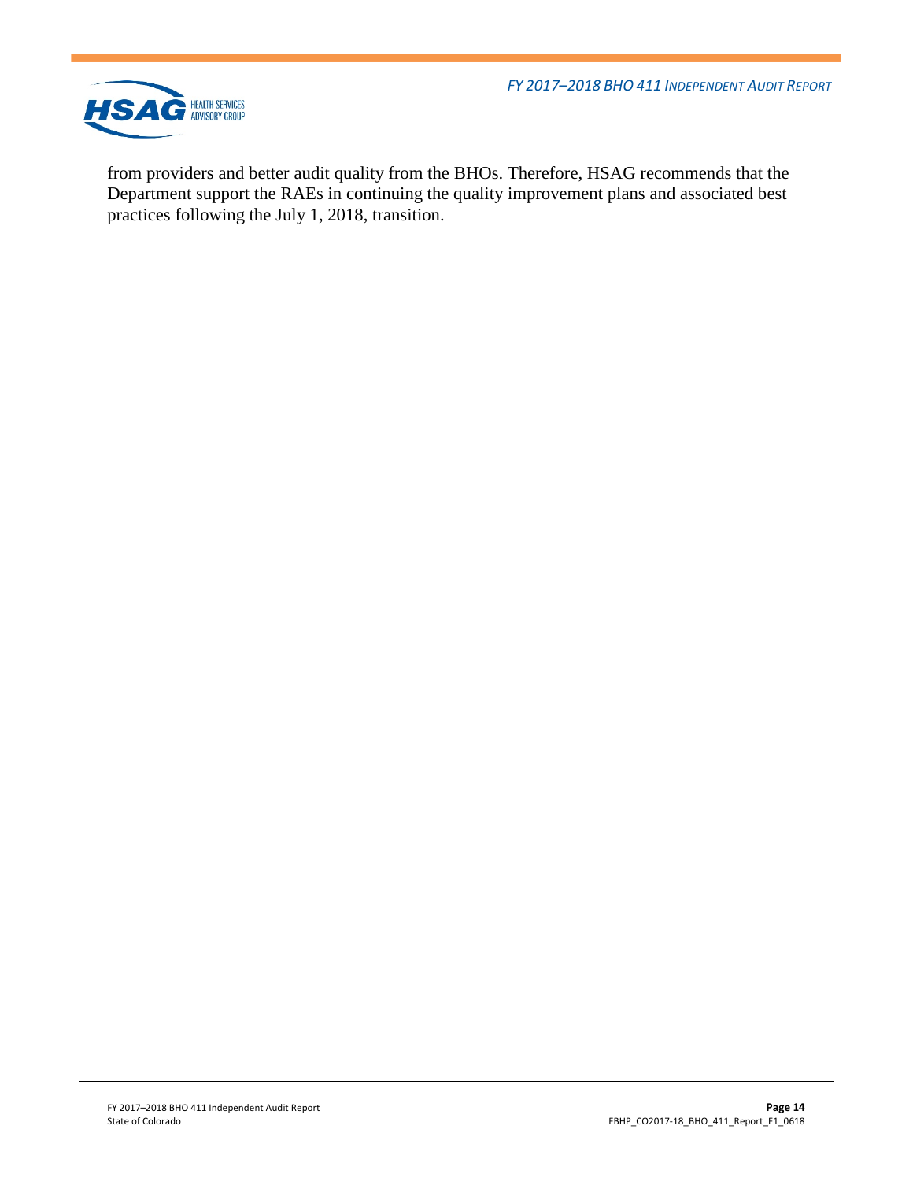from providers and better audit quality from the BHOs. Therefore, HSAG recommends that the Department support the RAEs in continuing the quality improvement plans and associated best practices following the July 1, 2018, transition.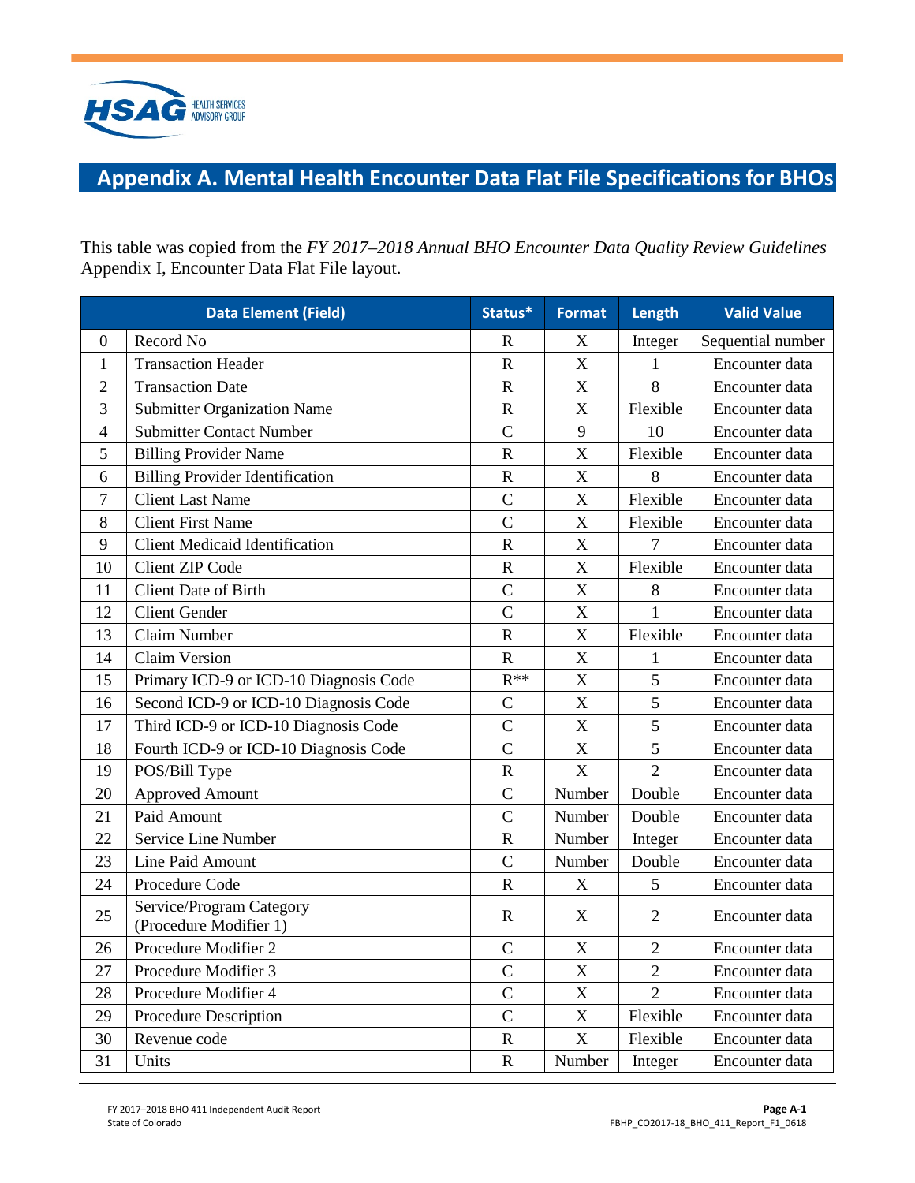# Appendix A. Mental Health Encounter Data Flat File Specifications for BHOs

This table was copied from the *FY 2017–2018 Annual BHO Encounter Data Quality Review Guidelines* Appendix I, Encounter Data Flat File layout.

| | Data Element (Field) | Status* | Format | Length | Valid Value |
|---|---|---|---|---|---|
| 0 | Record No | R | X | Integer | Sequential number |
| 1 | Transaction Header | R | X | 1 | Encounter data |
| 2 | Transaction Date | R | X | 8 | Encounter data |
| 3 | Submitter Organization Name | R | X | Flexible | Encounter data |
| 4 | Submitter Contact Number | C | 9 | 10 | Encounter data |
| 5 | Billing Provider Name | R | X | Flexible | Encounter data |
| 6 | Billing Provider Identification | R | X | 8 | Encounter data |
| 7 | Client Last Name | C | X | Flexible | Encounter data |
| 8 | Client First Name | C | X | Flexible | Encounter data |
| 9 | Client Medicaid Identification | R | X | 7 | Encounter data |
| 10 | Client ZIP Code | R | X | Flexible | Encounter data |
| 11 | Client Date of Birth | C | X | 8 | Encounter data |
| 12 | Client Gender | C | X | 1 | Encounter data |
| 13 | Claim Number | R | X | Flexible | Encounter data |
| 14 | Claim Version | R | X | 1 | Encounter data |
| 15 | Primary ICD-9 or ICD-10 Diagnosis Code | R** | X | 5 | Encounter data |
| 16 | Second ICD-9 or ICD-10 Diagnosis Code | C | X | 5 | Encounter data |
| 17 | Third ICD-9 or ICD-10 Diagnosis Code | C | X | 5 | Encounter data |
| 18 | Fourth ICD-9 or ICD-10 Diagnosis Code | C | X | 5 | Encounter data |
| 19 | POS/Bill Type | R | X | 2 | Encounter data |
| 20 | Approved Amount | C | Number | Double | Encounter data |
| 21 | Paid Amount | C | Number | Double | Encounter data |
| 22 | Service Line Number | R | Number | Integer | Encounter data |
| 23 | Line Paid Amount | C | Number | Double | Encounter data |
| 24 | Procedure Code | R | X | 5 | Encounter data |
| 25 | Service/Program Category (Procedure Modifier 1) | R | X | 2 | Encounter data |
| 26 | Procedure Modifier 2 | C | X | 2 | Encounter data |
| 27 | Procedure Modifier 3 | C | X | 2 | Encounter data |
| 28 | Procedure Modifier 4 | C | X | 2 | Encounter data |
| 29 | Procedure Description | C | X | Flexible | Encounter data |
| 30 | Revenue code | R | X | Flexible | Encounter data |
| 31 | Units | R | Number | Integer | Encounter data |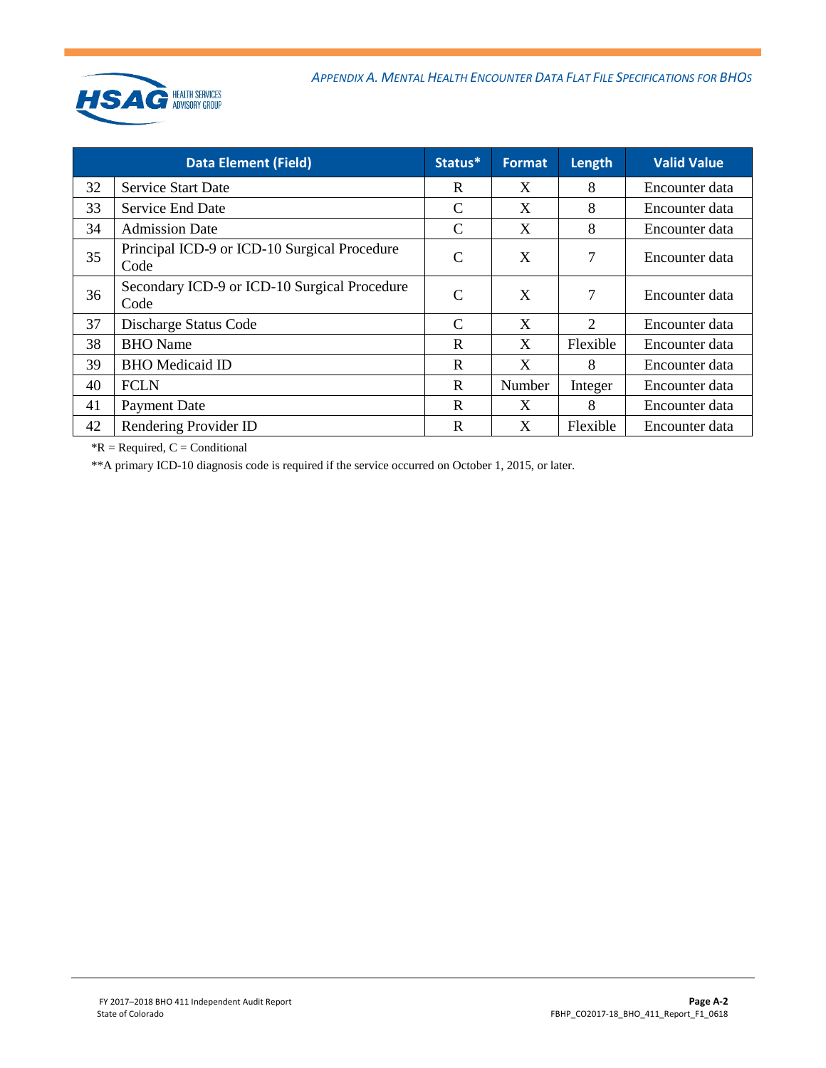| | Data Element (Field) | Status* | Format | Length | Valid Value |
|---|---|---|---|---|---|
| 32 | Service Start Date | R | X | 8 | Encounter data |
| 33 | Service End Date | C | X | 8 | Encounter data |
| 34 | Admission Date | C | X | 8 | Encounter data |
| 35 | Principal ICD-9 or ICD-10 Surgical Procedure Code | C | X | 7 | Encounter data |
| 36 | Secondary ICD-9 or ICD-10 Surgical Procedure Code | C | X | 7 | Encounter data |
| 37 | Discharge Status Code | C | X | 2 | Encounter data |
| 38 | BHO Name | R | X | Flexible | Encounter data |
| 39 | BHO Medicaid ID | R | X | 8 | Encounter data |
| 40 | FCLN | R | Number | Integer | Encounter data |
| 41 | Payment Date | R | X | 8 | Encounter data |
| 42 | Rendering Provider ID | R | X | Flexible | Encounter data |

*R = Required, C = Conditional

**A primary ICD-10 diagnosis code is required if the service occurred on October 1, 2015, or later.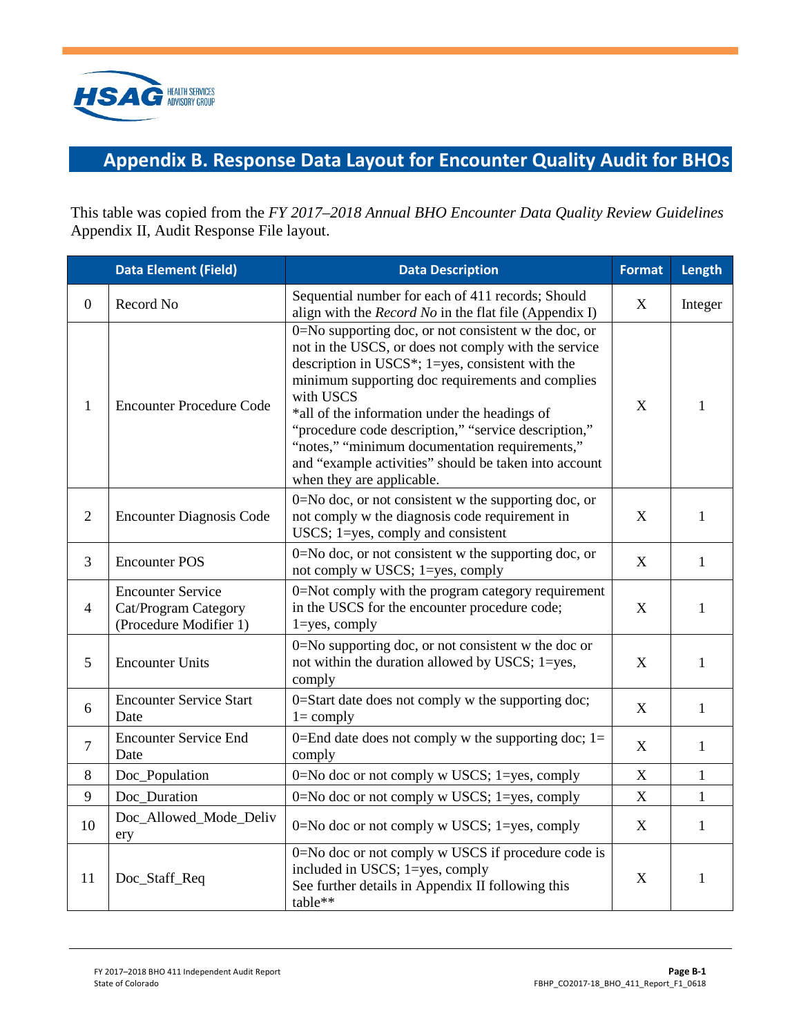# Appendix B. Response Data Layout for Encounter Quality Audit for BHOs

This table was copied from the *FY 2017–2018 Annual BHO Encounter Data Quality Review Guidelines* Appendix II, Audit Response File layout.

| | Data Element (Field) | Data Description | Format | Length |
|---|---|---|---|---|
| 0 | Record No | Sequential number for each of 411 records; Should align with the *Record No* in the flat file (Appendix I) | X | Integer |
| 1 | Encounter Procedure Code | 0=No supporting doc, or not consistent w the doc, or not in the USCS, or does not comply with the service description in USCS*; 1=yes, consistent with the minimum supporting doc requirements and complies with USCS<br>*all of the information under the headings of "procedure code description," "service description," "notes," "minimum documentation requirements," and "example activities" should be taken into account when they are applicable. | X | 1 |
| 2 | Encounter Diagnosis Code | 0=No doc, or not consistent w the supporting doc, or not comply w the diagnosis code requirement in USCS; 1=yes, comply and consistent | X | 1 |
| 3 | Encounter POS | 0=No doc, or not consistent w the supporting doc, or not comply w USCS; 1=yes, comply | X | 1 |
| 4 | Encounter Service Cat/Program Category (Procedure Modifier 1) | 0=Not comply with the program category requirement in the USCS for the encounter procedure code; 1=yes, comply | X | 1 |
| 5 | Encounter Units | 0=No supporting doc, or not consistent w the doc or not within the duration allowed by USCS; 1=yes, comply | X | 1 |
| 6 | Encounter Service Start Date | 0=Start date does not comply w the supporting doc; 1= comply | X | 1 |
| 7 | Encounter Service End Date | 0=End date does not comply w the supporting doc; 1= comply | X | 1 |
| 8 | Doc_Population | 0=No doc or not comply w USCS; 1=yes, comply | X | 1 |
| 9 | Doc_Duration | 0=No doc or not comply w USCS; 1=yes, comply | X | 1 |
| 10 | Doc_Allowed_Mode_Delivery | 0=No doc or not comply w USCS; 1=yes, comply | X | 1 |
| 11 | Doc_Staff_Req | 0=No doc or not comply w USCS if procedure code is included in USCS; 1=yes, comply<br>See further details in Appendix II following this table** | X | 1 |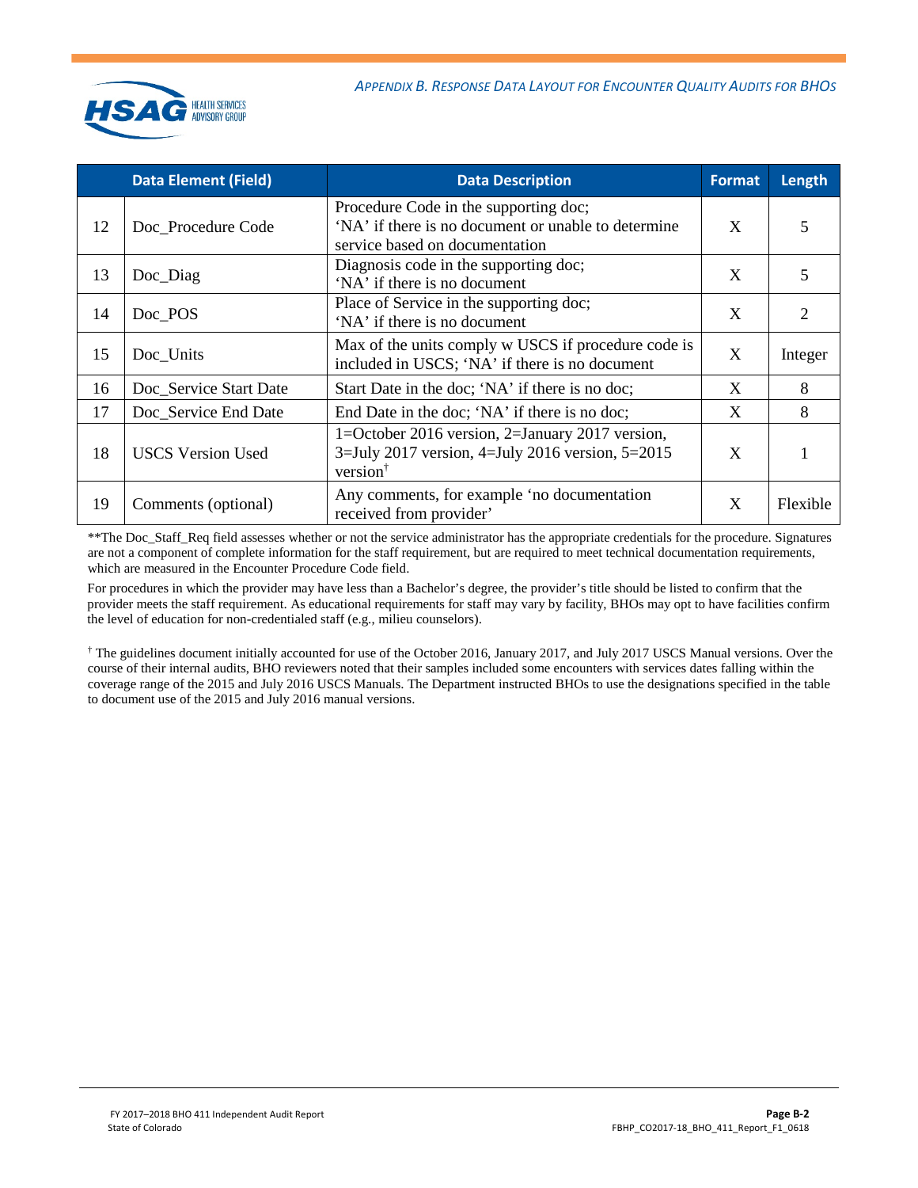| | Data Element (Field) | Data Description | Format | Length |
|---|---|---|---|---|
| 12 | Doc_Procedure Code | Procedure Code in the supporting doc; 'NA' if there is no document or unable to determine service based on documentation | X | 5 |
| 13 | Doc_Diag | Diagnosis code in the supporting doc; 'NA' if there is no document | X | 5 |
| 14 | Doc_POS | Place of Service in the supporting doc; 'NA' if there is no document | X | 2 |
| 15 | Doc_Units | Max of the units comply w USCS if procedure code is included in USCS; 'NA' if there is no document | X | Integer |
| 16 | Doc_Service Start Date | Start Date in the doc; 'NA' if there is no doc; | X | 8 |
| 17 | Doc_Service End Date | End Date in the doc; 'NA' if there is no doc; | X | 8 |
| 18 | USCS Version Used | 1=October 2016 version, 2=January 2017 version, 3=July 2017 version, 4=July 2016 version, 5=2015 version† | X | 1 |
| 19 | Comments (optional) | Any comments, for example 'no documentation received from provider' | X | Flexible |

**The Doc_Staff_Req field assesses whether or not the service administrator has the appropriate credentials for the procedure. Signatures are not a component of complete information for the staff requirement, but are required to meet technical documentation requirements, which are measured in the Encounter Procedure Code field.

For procedures in which the provider may have less than a Bachelor's degree, the provider's title should be listed to confirm that the provider meets the staff requirement. As educational requirements for staff may vary by facility, BHOs may opt to have facilities confirm the level of education for non-credentialed staff (e.g., milieu counselors).

† The guidelines document initially accounted for use of the October 2016, January 2017, and July 2017 USCS Manual versions. Over the course of their internal audits, BHO reviewers noted that their samples included some encounters with services dates falling within the coverage range of the 2015 and July 2016 USCS Manuals. The Department instructed BHOs to use the designations specified in the table to document use of the 2015 and July 2016 manual versions.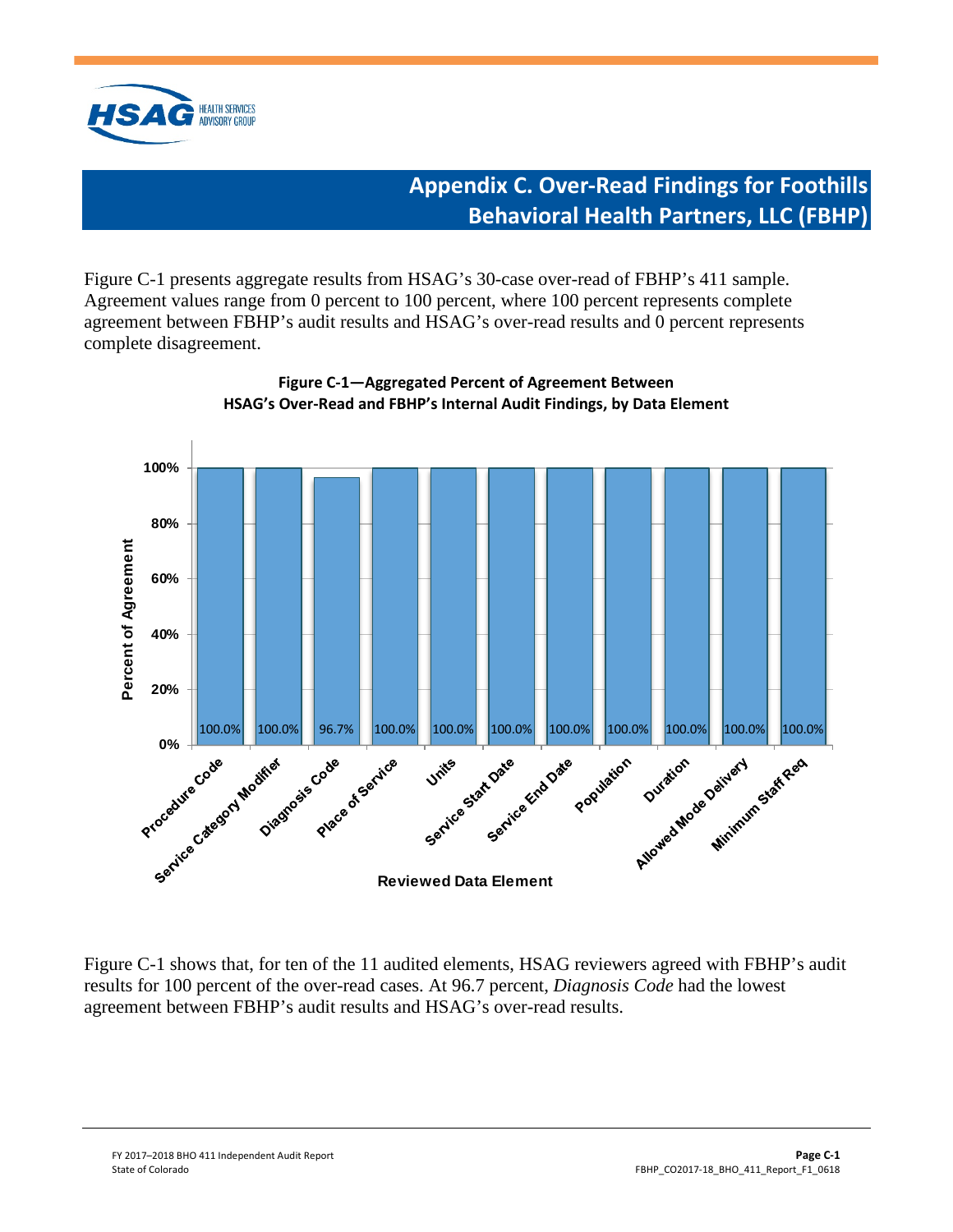# Appendix C. Over-Read Findings for Foothills Behavioral Health Partners, LLC (FBHP)

Figure C-1 presents aggregate results from HSAG's 30-case over-read of FBHP's 411 sample. Agreement values range from 0 percent to 100 percent, where 100 percent represents complete agreement between FBHP's audit results and HSAG's over-read results and 0 percent represents complete disagreement.

**Figure C-1—Aggregated Percent of Agreement Between HSAG's Over-Read and FBHP's Internal Audit Findings, by Data Element**

| Reviewed Data Element | Percent of Agreement |
|---|---|
| Procedure Code | 100.0% |
| Service Category Modifier | 100.0% |
| Diagnosis Code | 96.7% |
| Place of Service | 100.0% |
| Units | 100.0% |
| Service Start Date | 100.0% |
| Service End Date | 100.0% |
| Population | 100.0% |
| Duration | 100.0% |
| Allowed Mode Delivery | 100.0% |
| Minimum Staff Req | 100.0% |

Figure C-1 shows that, for ten of the 11 audited elements, HSAG reviewers agreed with FBHP's audit results for 100 percent of the over-read cases. At 96.7 percent, *Diagnosis Code* had the lowest agreement between FBHP's audit results and HSAG's over-read results.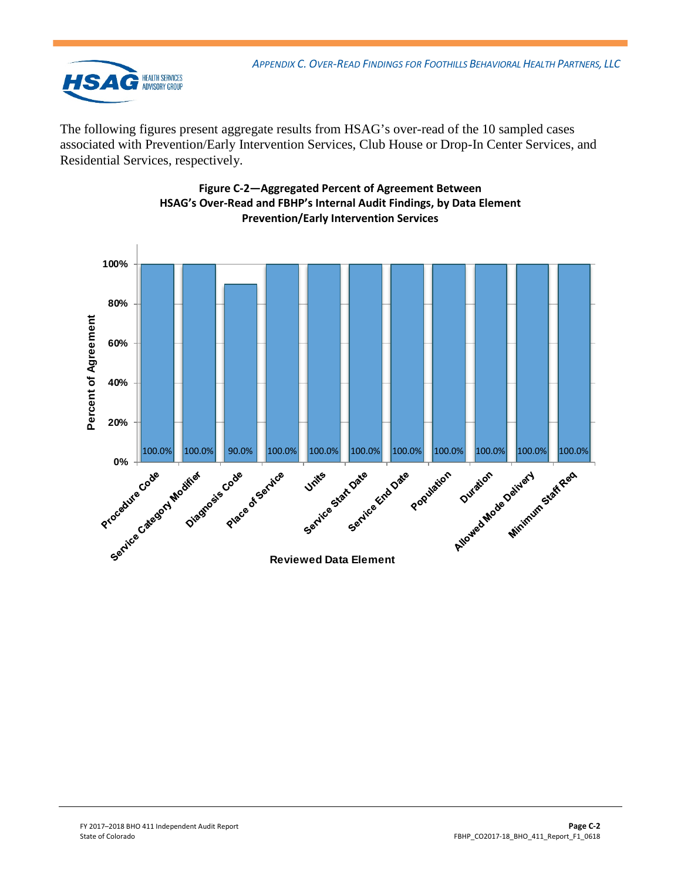The following figures present aggregate results from HSAG's over-read of the 10 sampled cases associated with Prevention/Early Intervention Services, Club House or Drop-In Center Services, and Residential Services, respectively.

**Figure C-2—Aggregated Percent of Agreement Between HSAG's Over-Read and FBHP's Internal Audit Findings, by Data Element Prevention/Early Intervention Services**

| Reviewed Data Element | Percent of Agreement |
|---|---|
| Procedure Code | 100.0% |
| Service Category Modifier | 100.0% |
| Diagnosis Code | 90.0% |
| Place of Service | 100.0% |
| Units | 100.0% |
| Service Start Date | 100.0% |
| Service End Date | 100.0% |
| Population | 100.0% |
| Duration | 100.0% |
| Allowed Mode Delivery | 100.0% |
| Minimum Staff Req | 100.0% |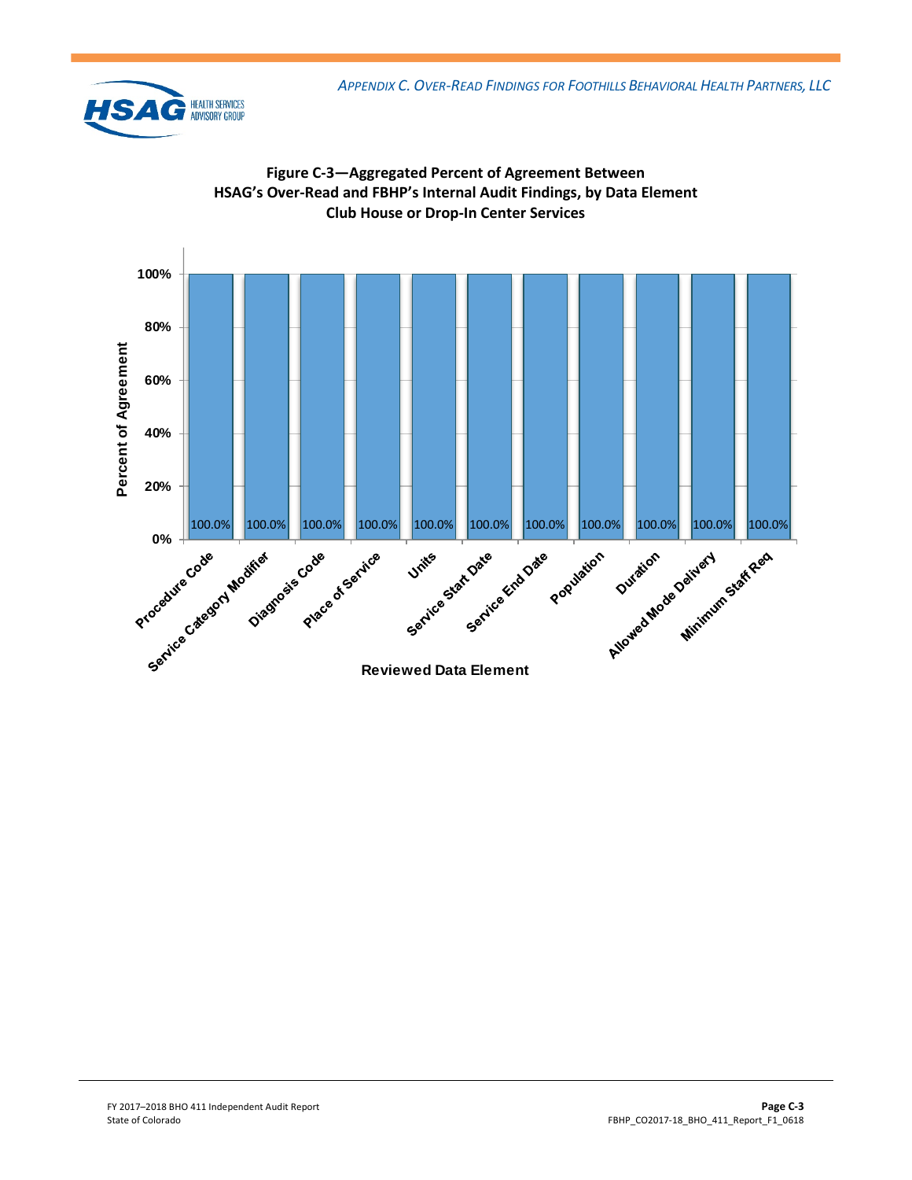**Figure C-3—Aggregated Percent of Agreement Between HSAG's Over-Read and FBHP's Internal Audit Findings, by Data Element Club House or Drop-In Center Services**

| Reviewed Data Element | Percent of Agreement |
|---|---|
| Procedure Code | 100.0% |
| Service Category Modifier | 100.0% |
| Diagnosis Code | 100.0% |
| Place of Service | 100.0% |
| Units | 100.0% |
| Service Start Date | 100.0% |
| Service End Date | 100.0% |
| Population | 100.0% |
| Duration | 100.0% |
| Allowed Mode Delivery | 100.0% |
| Minimum Staff Req | 100.0% |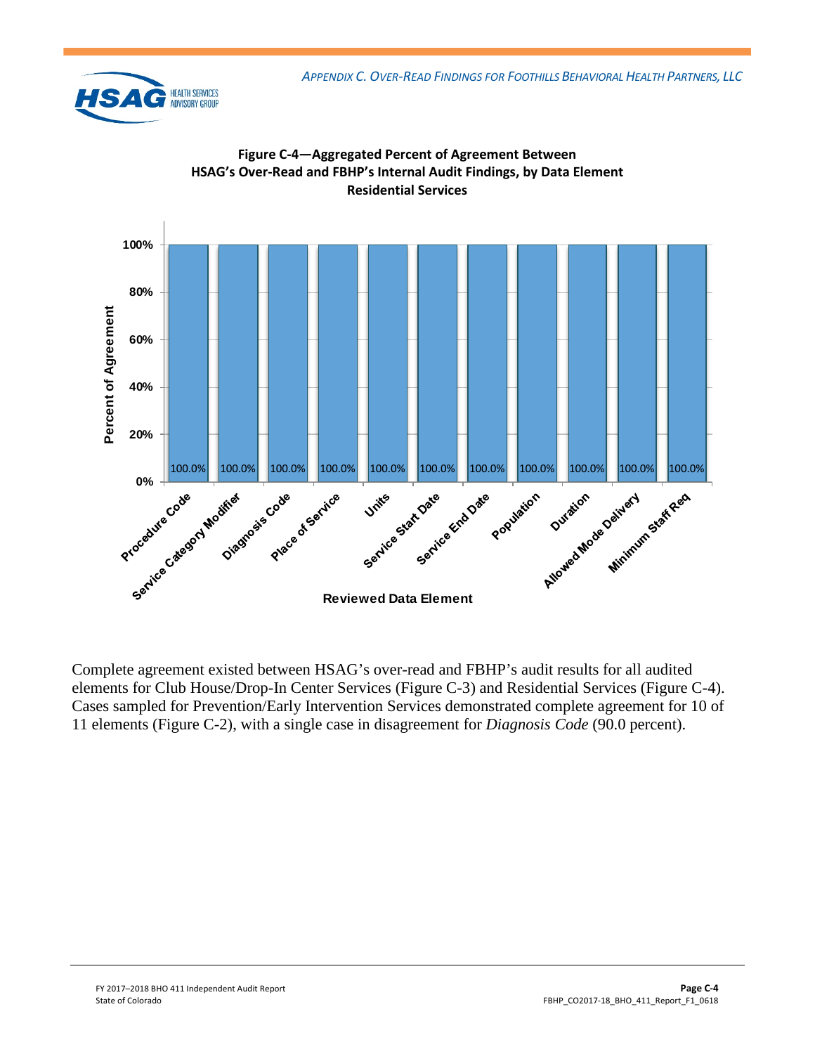**Figure C-4—Aggregated Percent of Agreement Between HSAG's Over-Read and FBHP's Internal Audit Findings, by Data Element Residential Services**

Percent of Agreement

100%
80%
60%
40%
20%
0%

100.0% 100.0% 100.0% 100.0% 100.0% 100.0% 100.0% 100.0% 100.0% 100.0% 100.0%

Procedure Code
Service Category Modifier
Diagnosis Code
Place of Service
Units
Service Start Date
Service End Date
Population
Duration
Allowed Mode Delivery
Minimum Staff Req

Reviewed Data Element

Complete agreement existed between HSAG's over-read and FBHP's audit results for all audited elements for Club House/Drop-In Center Services (Figure C-3) and Residential Services (Figure C-4). Cases sampled for Prevention/Early Intervention Services demonstrated complete agreement for 10 of 11 elements (Figure C-2), with a single case in disagreement for *Diagnosis Code* (90.0 percent).